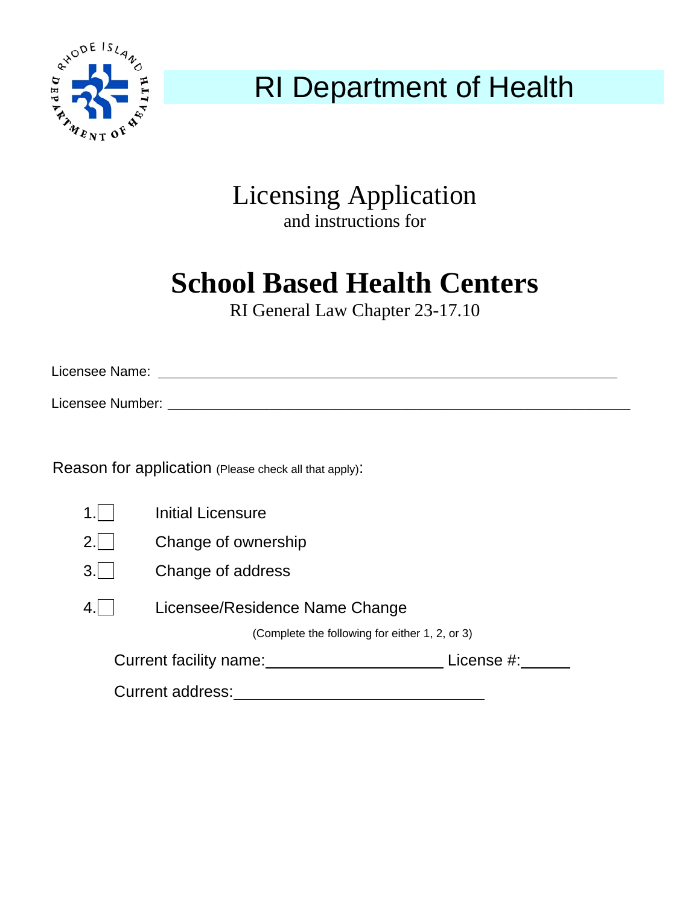# RI Department of Health

## Licensing Application

and instructions for

# School Based Health Centers

RI General Law Chapter 23-17.10

Licensee Name: ______________________________________________

Licensee Number: ____________________________________________

Reason for application (Please check all that apply):

1. ☐ Initial Licensure
2. ☐ Change of ownership
3. ☐ Change of address
4. ☐ Licensee/Residence Name Change

(Complete the following for either 1, 2, or 3)

Current facility name: ____________________ License #: ______

Current address: ______________________________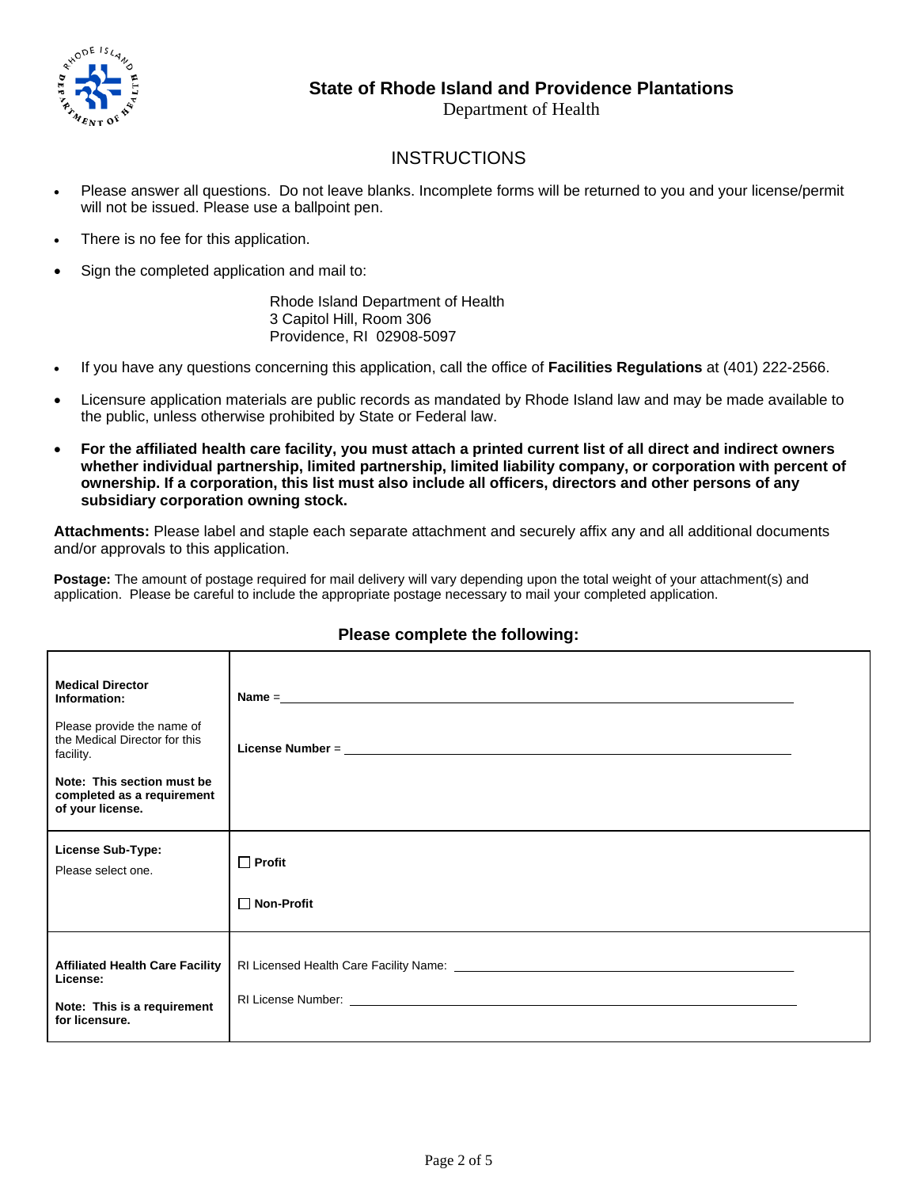**State of Rhode Island and Providence Plantations**
Department of Health

## INSTRUCTIONS

- Please answer all questions. Do not leave blanks. Incomplete forms will be returned to you and your license/permit will not be issued. Please use a ballpoint pen.
- There is no fee for this application.
- Sign the completed application and mail to:

  Rhode Island Department of Health
  3 Capitol Hill, Room 306
  Providence, RI 02908-5097

- If you have any questions concerning this application, call the office of **Facilities Regulations** at (401) 222-2566.
- Licensure application materials are public records as mandated by Rhode Island law and may be made available to the public, unless otherwise prohibited by State or Federal law.
- **For the affiliated health care facility, you must attach a printed current list of all direct and indirect owners whether individual partnership, limited partnership, limited liability company, or corporation with percent of ownership. If a corporation, this list must also include all officers, directors and other persons of any subsidiary corporation owning stock.**

**Attachments:** Please label and staple each separate attachment and securely affix any and all additional documents and/or approvals to this application.

**Postage:** The amount of postage required for mail delivery will vary depending upon the total weight of your attachment(s) and application. Please be careful to include the appropriate postage necessary to mail your completed application.

### Please complete the following:

| | |
|---|---|
| **Medical Director Information:**<br><br>Please provide the name of the Medical Director for this facility.<br><br>**Note: This section must be completed as a requirement of your license.** | **Name** = ______________________<br><br>**License Number** = ______________________ |
| **License Sub-Type:**<br><br>Please select one. | ☐ **Profit**<br><br>☐ **Non-Profit** |
| **Affiliated Health Care Facility License:**<br><br>**Note: This is a requirement for licensure.** | RI Licensed Health Care Facility Name: ______________________<br><br>RI License Number: ______________________ |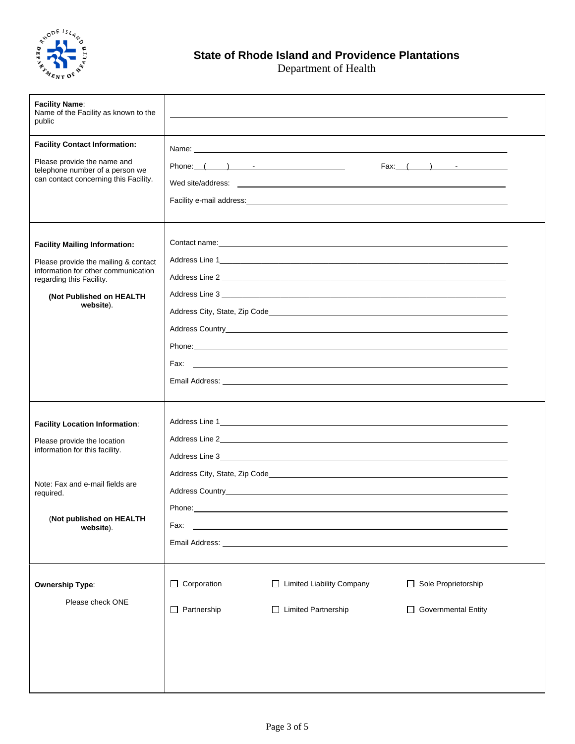# State of Rhode Island and Providence Plantations

Department of Health

| | |
|---|---|
| **Facility Name**:<br>Name of the Facility as known to the public | ________________________________ |
| **Facility Contact Information:**<br><br>Please provide the name and telephone number of a person we can contact concerning this Facility. | Name: ________________________________<br><br>Phone: (     )     -           Fax: (     )     -<br><br>Wed site/address: ________________________________<br><br>Facility e-mail address: ________________________________ |
| **Facility Mailing Information:**<br><br>Please provide the mailing & contact information for other communication regarding this Facility.<br><br>**(Not Published on HEALTH website**). | Contact name: ________________________________<br><br>Address Line 1 ________________________________<br><br>Address Line 2 ________________________________<br><br>Address Line 3 ________________________________<br><br>Address City, State, Zip Code ________________________________<br><br>Address Country ________________________________<br><br>Phone: ________________________________<br><br>Fax: ________________________________<br><br>Email Address: ________________________________ |
| **Facility Location Information**:<br><br>Please provide the location information for this facility.<br><br>Note: Fax and e-mail fields are required.<br><br>(**Not published on HEALTH website**). | Address Line 1 ________________________________<br><br>Address Line 2 ________________________________<br><br>Address Line 3 ________________________________<br><br>Address City, State, Zip Code ________________________________<br><br>Address Country ________________________________<br><br>Phone: ________________________________<br><br>Fax: ________________________________<br><br>Email Address: ________________________________ |
| **Ownership Type**:<br><br>Please check ONE | ☐ Corporation     ☐ Limited Liability Company     ☐ Sole Proprietorship<br><br>☐ Partnership     ☐ Limited Partnership     ☐ Governmental Entity |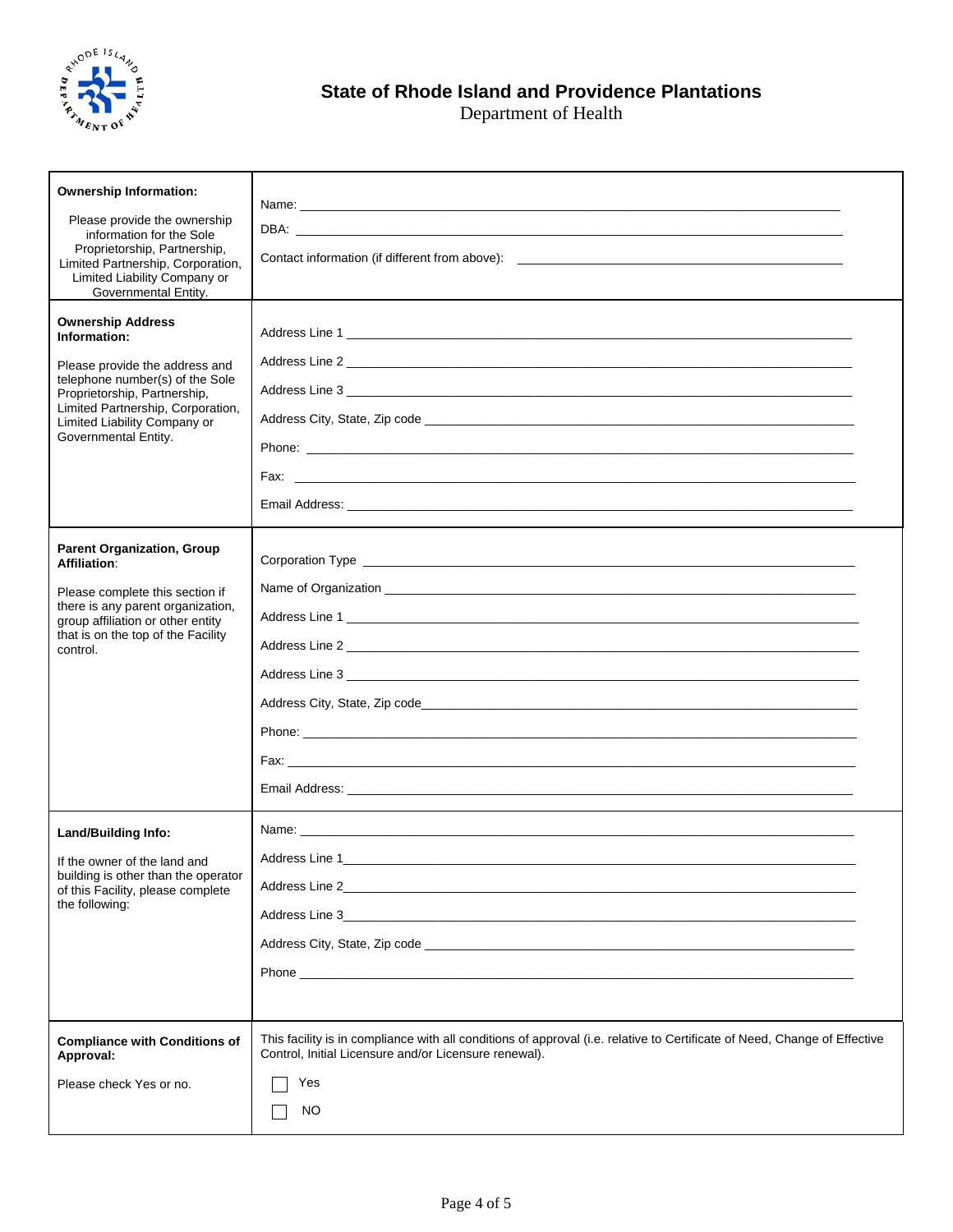# State of Rhode Island and Providence Plantations

Department of Health

| | |
|---|---|
| **Ownership Information:**<br><br>Please provide the ownership information for the Sole Proprietorship, Partnership, Limited Partnership, Corporation, Limited Liability Company or Governmental Entity. | Name: ____________________<br><br>DBA: ____________________<br><br>Contact information (if different from above): ____________________ |
| **Ownership Address Information:**<br><br>Please provide the address and telephone number(s) of the Sole Proprietorship, Partnership, Limited Partnership, Corporation, Limited Liability Company or Governmental Entity. | Address Line 1 ____________________<br><br>Address Line 2 ____________________<br><br>Address Line 3 ____________________<br><br>Address City, State, Zip code ____________________<br><br>Phone: ____________________<br><br>Fax: ____________________<br><br>Email Address: ____________________ |
| **Parent Organization, Group Affiliation**:<br><br>Please complete this section if there is any parent organization, group affiliation or other entity that is on the top of the Facility control. | Corporation Type ____________________<br><br>Name of Organization ____________________<br><br>Address Line 1 ____________________<br><br>Address Line 2 ____________________<br><br>Address Line 3 ____________________<br><br>Address City, State, Zip code____________________<br><br>Phone: ____________________<br><br>Fax: ____________________<br><br>Email Address: ____________________ |
| **Land/Building Info:**<br><br>If the owner of the land and building is other than the operator of this Facility, please complete the following: | Name: ____________________<br><br>Address Line 1____________________<br><br>Address Line 2____________________<br><br>Address Line 3____________________<br><br>Address City, State, Zip code ____________________<br><br>Phone ____________________ |
| **Compliance with Conditions of Approval:**<br><br>Please check Yes or no. | This facility is in compliance with all conditions of approval (i.e. relative to Certificate of Need, Change of Effective Control, Initial Licensure and/or Licensure renewal).<br><br>☐ Yes<br><br>☐ NO |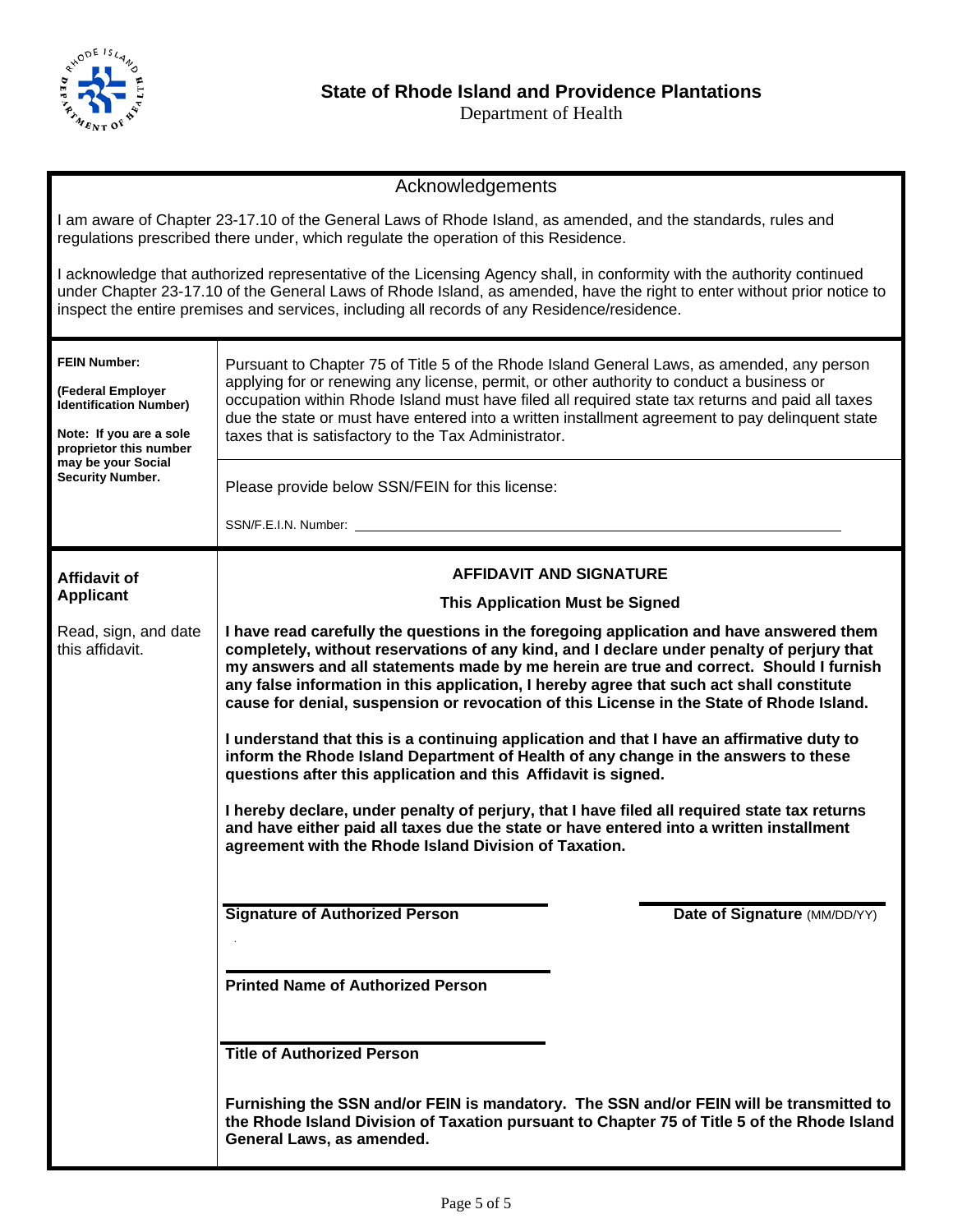**State of Rhode Island and Providence Plantations**

Department of Health

## Acknowledgements

I am aware of Chapter 23-17.10 of the General Laws of Rhode Island, as amended, and the standards, rules and regulations prescribed there under, which regulate the operation of this Residence.

I acknowledge that authorized representative of the Licensing Agency shall, in conformity with the authority continued under Chapter 23-17.10 of the General Laws of Rhode Island, as amended, have the right to enter without prior notice to inspect the entire premises and services, including all records of any Residence/residence.

| | |
|---|---|
| **FEIN Number:**<br><br>**(Federal Employer Identification Number)**<br><br>**Note: If you are a sole proprietor this number may be your Social Security Number.** | Pursuant to Chapter 75 of Title 5 of the Rhode Island General Laws, as amended, any person applying for or renewing any license, permit, or other authority to conduct a business or occupation within Rhode Island must have filed all required state tax returns and paid all taxes due the state or must have entered into a written installment agreement to pay delinquent state taxes that is satisfactory to the Tax Administrator.<br><br>Please provide below SSN/FEIN for this license:<br><br>SSN/F.E.I.N. Number: ______________________________ |
| **Affidavit of Applicant**<br><br>Read, sign, and date this affidavit. | **AFFIDAVIT AND SIGNATURE**<br><br>**This Application Must be Signed**<br><br>**I have read carefully the questions in the foregoing application and have answered them completely, without reservations of any kind, and I declare under penalty of perjury that my answers and all statements made by me herein are true and correct. Should I furnish any false information in this application, I hereby agree that such act shall constitute cause for denial, suspension or revocation of this License in the State of Rhode Island.**<br><br>**I understand that this is a continuing application and that I have an affirmative duty to inform the Rhode Island Department of Health of any change in the answers to these questions after this application and this Affidavit is signed.**<br><br>**I hereby declare, under penalty of perjury, that I have filed all required state tax returns and have either paid all taxes due the state or have entered into a written installment agreement with the Rhode Island Division of Taxation.**<br><br>______________________________ ______________________________<br>**Signature of Authorized Person** **Date of Signature** (MM/DD/YY)<br><br>______________________________<br>**Printed Name of Authorized Person**<br><br>______________________________<br>**Title of Authorized Person**<br><br>**Furnishing the SSN and/or FEIN is mandatory. The SSN and/or FEIN will be transmitted to the Rhode Island Division of Taxation pursuant to Chapter 75 of Title 5 of the Rhode Island General Laws, as amended.** |